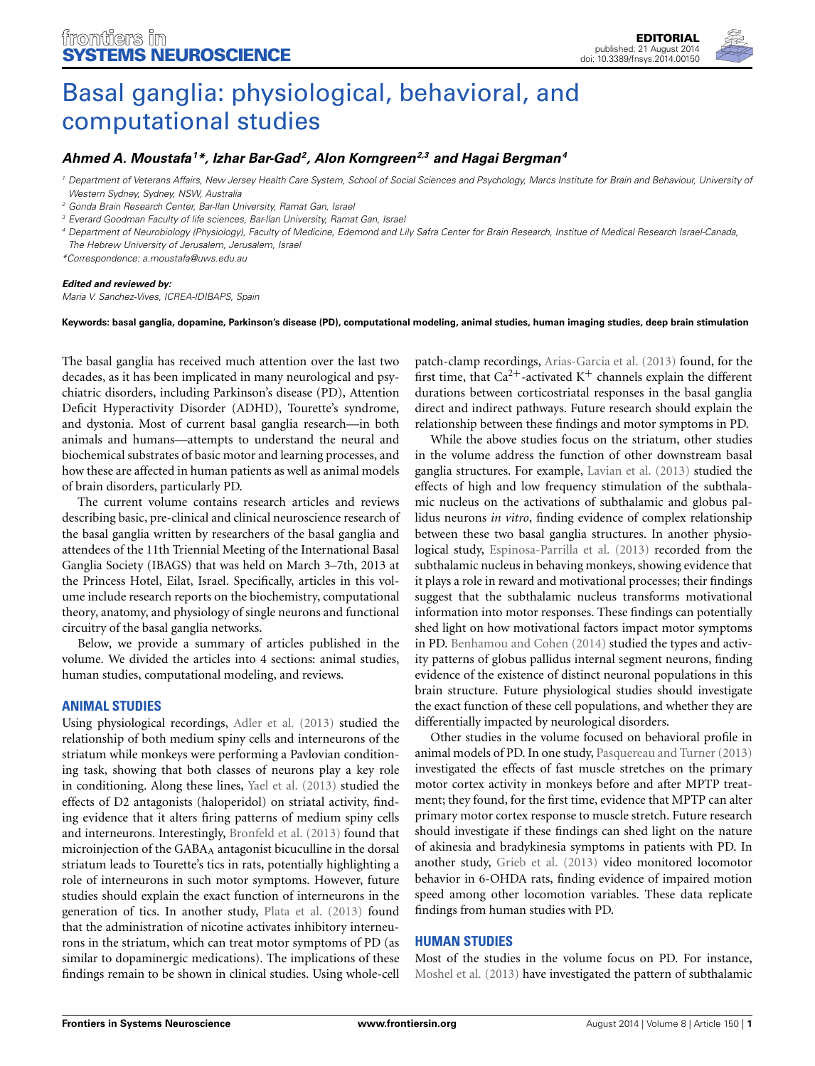EDITORIAL
published: 21 August 2014
doi: 10.3389/fnsys.2014.00150

# Basal ganglia: physiological, behavioral, and computational studies

***Ahmed A. Moustafa[1]\*, Izhar Bar-Gad[2], Alon Korngreen[2,3] and Hagai Bergman[4]***

[1] Department of Veterans Affairs, New Jersey Health Care System, School of Social Sciences and Psychology, Marcs Institute for Brain and Behaviour, University of Western Sydney, Sydney, NSW, Australia
[2] Gonda Brain Research Center, Bar-Ilan University, Ramat Gan, Israel
[3] Everard Goodman Faculty of life sciences, Bar-Ilan University, Ramat Gan, Israel
[4] Department of Neurobiology (Physiology), Faculty of Medicine, Edemond and Lily Safra Center for Brain Research, Institue of Medical Research Israel-Canada, The Hebrew University of Jerusalem, Jerusalem, Israel
*Correspondence: a.moustafa@uws.edu.au

***Edited and reviewed by:***
*Maria V. Sanchez-Vives, ICREA-IDIBAPS, Spain*

**Keywords: basal ganglia, dopamine, Parkinson's disease (PD), computational modeling, animal studies, human imaging studies, deep brain stimulation**

The basal ganglia has received much attention over the last two decades, as it has been implicated in many neurological and psychiatric disorders, including Parkinson's disease (PD), Attention Deficit Hyperactivity Disorder (ADHD), Tourette's syndrome, and dystonia. Most of current basal ganglia research—in both animals and humans—attempts to understand the neural and biochemical substrates of basic motor and learning processes, and how these are affected in human patients as well as animal models of brain disorders, particularly PD.

The current volume contains research articles and reviews describing basic, pre-clinical and clinical neuroscience research of the basal ganglia written by researchers of the basal ganglia and attendees of the 11th Triennial Meeting of the International Basal Ganglia Society (IBAGS) that was held on March 3–7th, 2013 at the Princess Hotel, Eilat, Israel. Specifically, articles in this volume include research reports on the biochemistry, computational theory, anatomy, and physiology of single neurons and functional circuitry of the basal ganglia networks.

Below, we provide a summary of articles published in the volume. We divided the articles into 4 sections: animal studies, human studies, computational modeling, and reviews.

## ANIMAL STUDIES

Using physiological recordings, Adler et al. (2013) studied the relationship of both medium spiny cells and interneurons of the striatum while monkeys were performing a Pavlovian conditioning task, showing that both classes of neurons play a key role in conditioning. Along these lines, Yael et al. (2013) studied the effects of D2 antagonists (haloperidol) on striatal activity, finding evidence that it alters firing patterns of medium spiny cells and interneurons. Interestingly, Bronfeld et al. (2013) found that microinjection of the $GABA_A$ antagonist bicuculline in the dorsal striatum leads to Tourette's tics in rats, potentially highlighting a role of interneurons in such motor symptoms. However, future studies should explain the exact function of interneurons in the generation of tics. In another study, Plata et al. (2013) found that the administration of nicotine activates inhibitory interneurons in the striatum, which can treat motor symptoms of PD (as similar to dopaminergic medications). The implications of these findings remain to be shown in clinical studies. Using whole-cell patch-clamp recordings, Arias-Garcia et al. (2013) found, for the first time, that $Ca^{2+}$-activated $K^{+}$ channels explain the different durations between corticostriatal responses in the basal ganglia direct and indirect pathways. Future research should explain the relationship between these findings and motor symptoms in PD.

While the above studies focus on the striatum, other studies in the volume address the function of other downstream basal ganglia structures. For example, Lavian et al. (2013) studied the effects of high and low frequency stimulation of the subthalamic nucleus on the activations of subthalamic and globus pallidus neurons *in vitro*, finding evidence of complex relationship between these two basal ganglia structures. In another physiological study, Espinosa-Parrilla et al. (2013) recorded from the subthalamic nucleus in behaving monkeys, showing evidence that it plays a role in reward and motivational processes; their findings suggest that the subthalamic nucleus transforms motivational information into motor responses. These findings can potentially shed light on how motivational factors impact motor symptoms in PD. Benhamou and Cohen (2014) studied the types and activity patterns of globus pallidus internal segment neurons, finding evidence of the existence of distinct neuronal populations in this brain structure. Future physiological studies should investigate the exact function of these cell populations, and whether they are differentially impacted by neurological disorders.

Other studies in the volume focused on behavioral profile in animal models of PD. In one study, Pasquereau and Turner (2013) investigated the effects of fast muscle stretches on the primary motor cortex activity in monkeys before and after MPTP treatment; they found, for the first time, evidence that MPTP can alter primary motor cortex response to muscle stretch. Future research should investigate if these findings can shed light on the nature of akinesia and bradykinesia symptoms in patients with PD. In another study, Grieb et al. (2013) video monitored locomotor behavior in 6-OHDA rats, finding evidence of impaired motion speed among other locomotion variables. These data replicate findings from human studies with PD.

## HUMAN STUDIES

Most of the studies in the volume focus on PD. For instance, Moshel et al. (2013) have investigated the pattern of subthalamic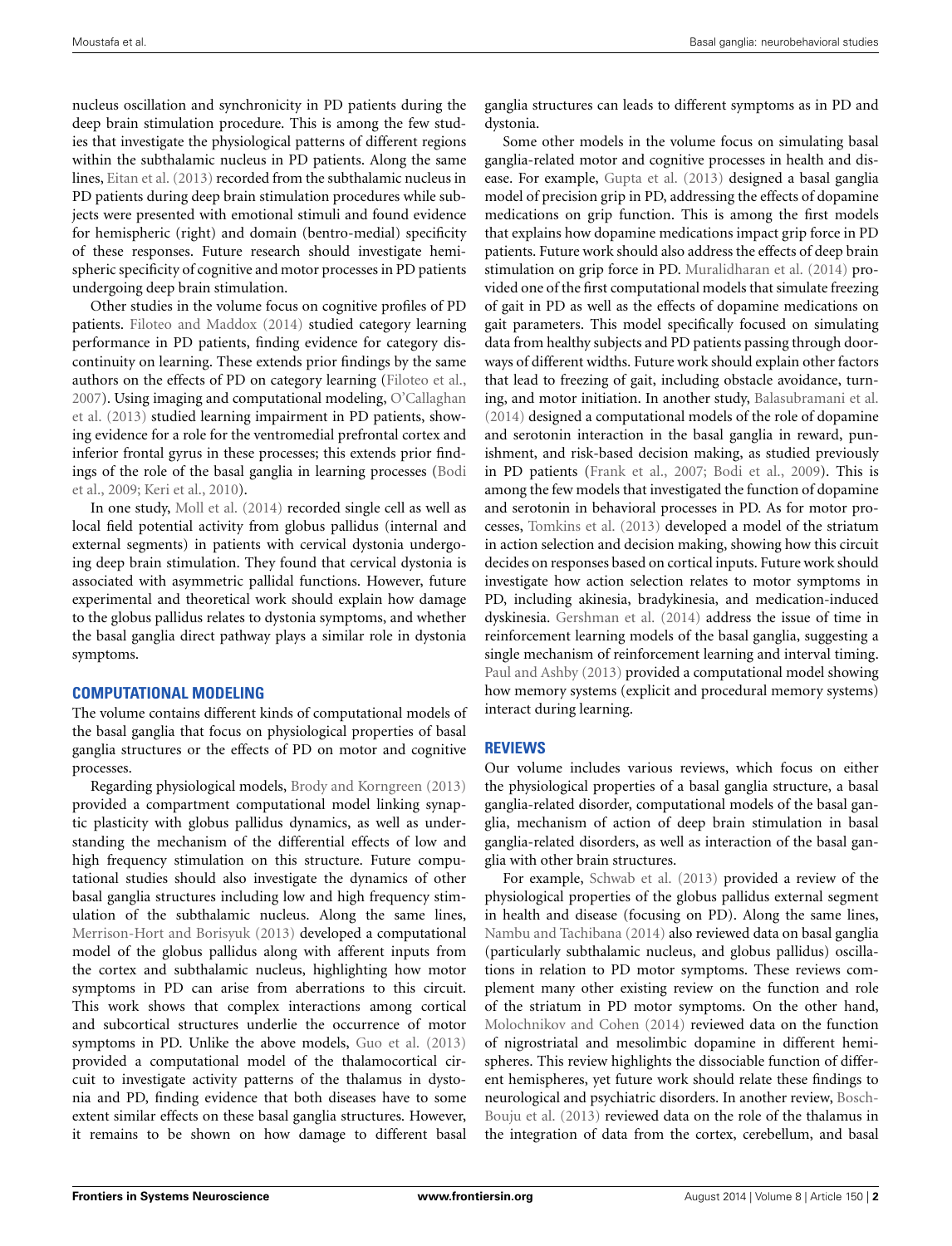nucleus oscillation and synchronicity in PD patients during the deep brain stimulation procedure. This is among the few studies that investigate the physiological patterns of different regions within the subthalamic nucleus in PD patients. Along the same lines, Eitan et al. (2013) recorded from the subthalamic nucleus in PD patients during deep brain stimulation procedures while subjects were presented with emotional stimuli and found evidence for hemispheric (right) and domain (bentro-medial) specificity of these responses. Future research should investigate hemispheric specificity of cognitive and motor processes in PD patients undergoing deep brain stimulation.

Other studies in the volume focus on cognitive profiles of PD patients. Filoteo and Maddox (2014) studied category learning performance in PD patients, finding evidence for category discontinuity on learning. These extends prior findings by the same authors on the effects of PD on category learning (Filoteo et al., 2007). Using imaging and computational modeling, O'Callaghan et al. (2013) studied learning impairment in PD patients, showing evidence for a role for the ventromedial prefrontal cortex and inferior frontal gyrus in these processes; this extends prior findings of the role of the basal ganglia in learning processes (Bodi et al., 2009; Keri et al., 2010).

In one study, Moll et al. (2014) recorded single cell as well as local field potential activity from globus pallidus (internal and external segments) in patients with cervical dystonia undergoing deep brain stimulation. They found that cervical dystonia is associated with asymmetric pallidal functions. However, future experimental and theoretical work should explain how damage to the globus pallidus relates to dystonia symptoms, and whether the basal ganglia direct pathway plays a similar role in dystonia symptoms.

## COMPUTATIONAL MODELING

The volume contains different kinds of computational models of the basal ganglia that focus on physiological properties of basal ganglia structures or the effects of PD on motor and cognitive processes.

Regarding physiological models, Brody and Korngreen (2013) provided a compartment computational model linking synaptic plasticity with globus pallidus dynamics, as well as understanding the mechanism of the differential effects of low and high frequency stimulation on this structure. Future computational studies should also investigate the dynamics of other basal ganglia structures including low and high frequency stimulation of the subthalamic nucleus. Along the same lines, Merrison-Hort and Borisyuk (2013) developed a computational model of the globus pallidus along with afferent inputs from the cortex and subthalamic nucleus, highlighting how motor symptoms in PD can arise from aberrations to this circuit. This work shows that complex interactions among cortical and subcortical structures underlie the occurrence of motor symptoms in PD. Unlike the above models, Guo et al. (2013) provided a computational model of the thalamocortical circuit to investigate activity patterns of the thalamus in dystonia and PD, finding evidence that both diseases have to some extent similar effects on these basal ganglia structures. However, it remains to be shown on how damage to different basal ganglia structures can leads to different symptoms as in PD and dystonia.

Some other models in the volume focus on simulating basal ganglia-related motor and cognitive processes in health and disease. For example, Gupta et al. (2013) designed a basal ganglia model of precision grip in PD, addressing the effects of dopamine medications on grip function. This is among the first models that explains how dopamine medications impact grip force in PD patients. Future work should also address the effects of deep brain stimulation on grip force in PD. Muralidharan et al. (2014) provided one of the first computational models that simulate freezing of gait in PD as well as the effects of dopamine medications on gait parameters. This model specifically focused on simulating data from healthy subjects and PD patients passing through doorways of different widths. Future work should explain other factors that lead to freezing of gait, including obstacle avoidance, turning, and motor initiation. In another study, Balasubramani et al. (2014) designed a computational models of the role of dopamine and serotonin interaction in the basal ganglia in reward, punishment, and risk-based decision making, as studied previously in PD patients (Frank et al., 2007; Bodi et al., 2009). This is among the few models that investigated the function of dopamine and serotonin in behavioral processes in PD. As for motor processes, Tomkins et al. (2013) developed a model of the striatum in action selection and decision making, showing how this circuit decides on responses based on cortical inputs. Future work should investigate how action selection relates to motor symptoms in PD, including akinesia, bradykinesia, and medication-induced dyskinesia. Gershman et al. (2014) address the issue of time in reinforcement learning models of the basal ganglia, suggesting a single mechanism of reinforcement learning and interval timing. Paul and Ashby (2013) provided a computational model showing how memory systems (explicit and procedural memory systems) interact during learning.

## REVIEWS

Our volume includes various reviews, which focus on either the physiological properties of a basal ganglia structure, a basal ganglia-related disorder, computational models of the basal ganglia, mechanism of action of deep brain stimulation in basal ganglia-related disorders, as well as interaction of the basal ganglia with other brain structures.

For example, Schwab et al. (2013) provided a review of the physiological properties of the globus pallidus external segment in health and disease (focusing on PD). Along the same lines, Nambu and Tachibana (2014) also reviewed data on basal ganglia (particularly subthalamic nucleus, and globus pallidus) oscillations in relation to PD motor symptoms. These reviews complement many other existing review on the function and role of the striatum in PD motor symptoms. On the other hand, Molochnikov and Cohen (2014) reviewed data on the function of nigrostriatal and mesolimbic dopamine in different hemispheres. This review highlights the dissociable function of different hemispheres, yet future work should relate these findings to neurological and psychiatric disorders. In another review, Bosch-Bouju et al. (2013) reviewed data on the role of the thalamus in the integration of data from the cortex, cerebellum, and basal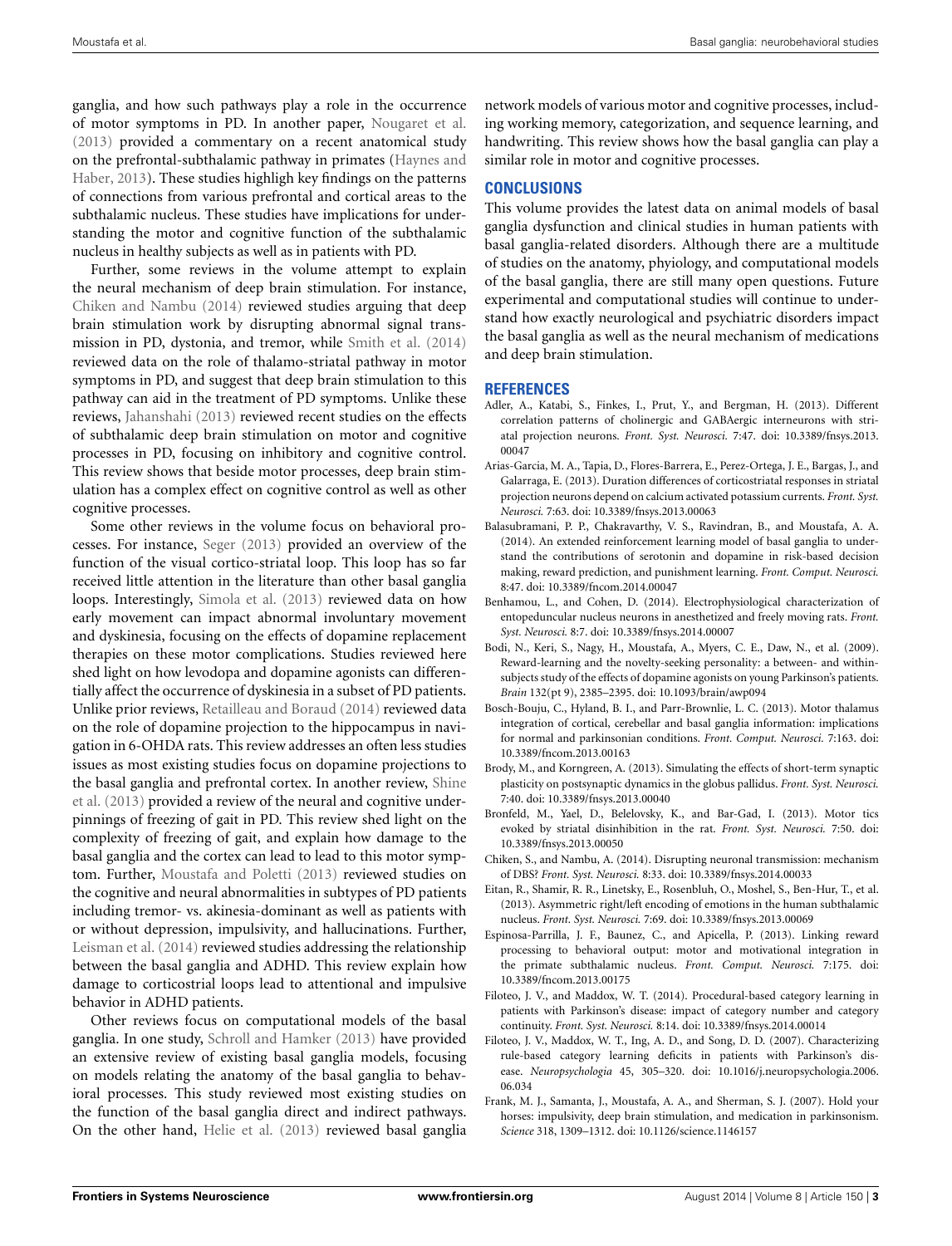ganglia, and how such pathways play a role in the occurrence of motor symptoms in PD. In another paper, Nougaret et al. (2013) provided a commentary on a recent anatomical study on the prefrontal-subthalamic pathway in primates (Haynes and Haber, 2013). These studies highligh key findings on the patterns of connections from various prefrontal and cortical areas to the subthalamic nucleus. These studies have implications for understanding the motor and cognitive function of the subthalamic nucleus in healthy subjects as well as in patients with PD.

Further, some reviews in the volume attempt to explain the neural mechanism of deep brain stimulation. For instance, Chiken and Nambu (2014) reviewed studies arguing that deep brain stimulation work by disrupting abnormal signal transmission in PD, dystonia, and tremor, while Smith et al. (2014) reviewed data on the role of thalamo-striatal pathway in motor symptoms in PD, and suggest that deep brain stimulation to this pathway can aid in the treatment of PD symptoms. Unlike these reviews, Jahanshahi (2013) reviewed recent studies on the effects of subthalamic deep brain stimulation on motor and cognitive processes in PD, focusing on inhibitory and cognitive control. This review shows that beside motor processes, deep brain stimulation has a complex effect on cognitive control as well as other cognitive processes.

Some other reviews in the volume focus on behavioral processes. For instance, Seger (2013) provided an overview of the function of the visual cortico-striatal loop. This loop has so far received little attention in the literature than other basal ganglia loops. Interestingly, Simola et al. (2013) reviewed data on how early movement can impact abnormal involuntary movement and dyskinesia, focusing on the effects of dopamine replacement therapies on these motor complications. Studies reviewed here shed light on how levodopa and dopamine agonists can differentially affect the occurrence of dyskinesia in a subset of PD patients. Unlike prior reviews, Retailleau and Boraud (2014) reviewed data on the role of dopamine projection to the hippocampus in navigation in 6-OHDA rats. This review addresses an often less studies issues as most existing studies focus on dopamine projections to the basal ganglia and prefrontal cortex. In another review, Shine et al. (2013) provided a review of the neural and cognitive underpinnings of freezing of gait in PD. This review shed light on the complexity of freezing of gait, and explain how damage to the basal ganglia and the cortex can lead to lead to this motor symptom. Further, Moustafa and Poletti (2013) reviewed studies on the cognitive and neural abnormalities in subtypes of PD patients including tremor- vs. akinesia-dominant as well as patients with or without depression, impulsivity, and hallucinations. Further, Leisman et al. (2014) reviewed studies addressing the relationship between the basal ganglia and ADHD. This review explain how damage to corticostrial loops lead to attentional and impulsive behavior in ADHD patients.

Other reviews focus on computational models of the basal ganglia. In one study, Schroll and Hamker (2013) have provided an extensive review of existing basal ganglia models, focusing on models relating the anatomy of the basal ganglia to behavioral processes. This study reviewed most existing studies on the function of the basal ganglia direct and indirect pathways. On the other hand, Helie et al. (2013) reviewed basal ganglia network models of various motor and cognitive processes, including working memory, categorization, and sequence learning, and handwriting. This review shows how the basal ganglia can play a similar role in motor and cognitive processes.

## CONCLUSIONS

This volume provides the latest data on animal models of basal ganglia dysfunction and clinical studies in human patients with basal ganglia-related disorders. Although there are a multitude of studies on the anatomy, phyiology, and computational models of the basal ganglia, there are still many open questions. Future experimental and computational studies will continue to understand how exactly neurological and psychiatric disorders impact the basal ganglia as well as the neural mechanism of medications and deep brain stimulation.

## REFERENCES

Adler, A., Katabi, S., Finkes, I., Prut, Y., and Bergman, H. (2013). Different correlation patterns of cholinergic and GABAergic interneurons with striatal projection neurons. *Front. Syst. Neurosci.* 7:47. doi: 10.3389/fnsys.2013.00047

Arias-Garcia, M. A., Tapia, D., Flores-Barrera, E., Perez-Ortega, J. E., Bargas, J., and Galarraga, E. (2013). Duration differences of corticostriatal responses in striatal projection neurons depend on calcium activated potassium currents. *Front. Syst. Neurosci.* 7:63. doi: 10.3389/fnsys.2013.00063

Balasubramani, P. P., Chakravarthy, V. S., Ravindran, B., and Moustafa, A. A. (2014). An extended reinforcement learning model of basal ganglia to understand the contributions of serotonin and dopamine in risk-based decision making, reward prediction, and punishment learning. *Front. Comput. Neurosci.* 8:47. doi: 10.3389/fncom.2014.00047

Benhamou, L., and Cohen, D. (2014). Electrophysiological characterization of entopeduncular nucleus neurons in anesthetized and freely moving rats. *Front. Syst. Neurosci.* 8:7. doi: 10.3389/fnsys.2014.00007

Bodi, N., Keri, S., Nagy, H., Moustafa, A., Myers, C. E., Daw, N., et al. (2009). Reward-learning and the novelty-seeking personality: a between- and within-subjects study of the effects of dopamine agonists on young Parkinson's patients. *Brain* 132(pt 9), 2385–2395. doi: 10.1093/brain/awp094

Bosch-Bouju, C., Hyland, B. I., and Parr-Brownlie, L. C. (2013). Motor thalamus integration of cortical, cerebellar and basal ganglia information: implications for normal and parkinsonian conditions. *Front. Comput. Neurosci.* 7:163. doi: 10.3389/fncom.2013.00163

Brody, M., and Korngreen, A. (2013). Simulating the effects of short-term synaptic plasticity on postsynaptic dynamics in the globus pallidus. *Front. Syst. Neurosci.* 7:40. doi: 10.3389/fnsys.2013.00040

Bronfeld, M., Yael, D., Belelovsky, K., and Bar-Gad, I. (2013). Motor tics evoked by striatal disinhibition in the rat. *Front. Syst. Neurosci.* 7:50. doi: 10.3389/fnsys.2013.00050

Chiken, S., and Nambu, A. (2014). Disrupting neuronal transmission: mechanism of DBS? *Front. Syst. Neurosci.* 8:33. doi: 10.3389/fnsys.2014.00033

Eitan, R., Shamir, R. R., Linetsky, E., Rosenbluh, O., Moshel, S., Ben-Hur, T., et al. (2013). Asymmetric right/left encoding of emotions in the human subthalamic nucleus. *Front. Syst. Neurosci.* 7:69. doi: 10.3389/fnsys.2013.00069

Espinosa-Parrilla, J. F., Baunez, C., and Apicella, P. (2013). Linking reward processing to behavioral output: motor and motivational integration in the primate subthalamic nucleus. *Front. Comput. Neurosci.* 7:175. doi: 10.3389/fncom.2013.00175

Filoteo, J. V., and Maddox, W. T. (2014). Procedural-based category learning in patients with Parkinson's disease: impact of category number and category continuity. *Front. Syst. Neurosci.* 8:14. doi: 10.3389/fnsys.2014.00014

Filoteo, J. V., Maddox, W. T., Ing, A. D., and Song, D. D. (2007). Characterizing rule-based category learning deficits in patients with Parkinson's disease. *Neuropsychologia* 45, 305–320. doi: 10.1016/j.neuropsychologia.2006.06.034

Frank, M. J., Samanta, J., Moustafa, A. A., and Sherman, S. J. (2007). Hold your horses: impulsivity, deep brain stimulation, and medication in parkinsonism. *Science* 318, 1309–1312. doi: 10.1126/science.1146157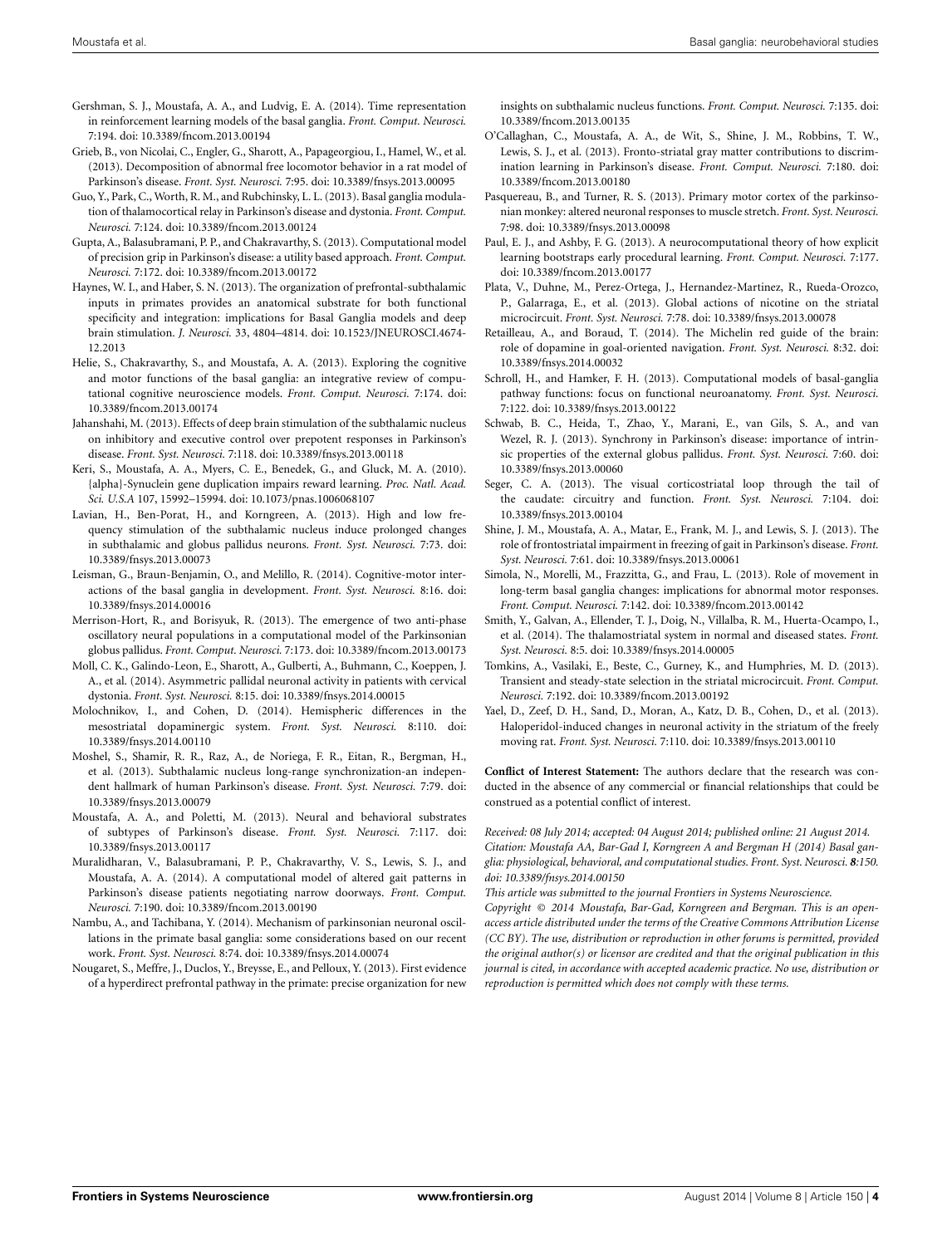Gershman, S. J., Moustafa, A. A., and Ludvig, E. A. (2014). Time representation in reinforcement learning models of the basal ganglia. *Front. Comput. Neurosci.* 7:194. doi: 10.3389/fncom.2013.00194

Grieb, B., von Nicolai, C., Engler, G., Sharott, A., Papageorgiou, I., Hamel, W., et al. (2013). Decomposition of abnormal free locomotor behavior in a rat model of Parkinson's disease. *Front. Syst. Neurosci.* 7:95. doi: 10.3389/fnsys.2013.00095

Guo, Y., Park, C., Worth, R. M., and Rubchinsky, L. L. (2013). Basal ganglia modulation of thalamocortical relay in Parkinson's disease and dystonia. *Front. Comput. Neurosci.* 7:124. doi: 10.3389/fncom.2013.00124

Gupta, A., Balasubramani, P. P., and Chakravarthy, S. (2013). Computational model of precision grip in Parkinson's disease: a utility based approach. *Front. Comput. Neurosci.* 7:172. doi: 10.3389/fncom.2013.00172

Haynes, W. I., and Haber, S. N. (2013). The organization of prefrontal-subthalamic inputs in primates provides an anatomical substrate for both functional specificity and integration: implications for Basal Ganglia models and deep brain stimulation. *J. Neurosci.* 33, 4804–4814. doi: 10.1523/JNEUROSCI.4674-12.2013

Helie, S., Chakravarthy, S., and Moustafa, A. A. (2013). Exploring the cognitive and motor functions of the basal ganglia: an integrative review of computational cognitive neuroscience models. *Front. Comput. Neurosci.* 7:174. doi: 10.3389/fncom.2013.00174

Jahanshahi, M. (2013). Effects of deep brain stimulation of the subthalamic nucleus on inhibitory and executive control over prepotent responses in Parkinson's disease. *Front. Syst. Neurosci.* 7:118. doi: 10.3389/fnsys.2013.00118

Keri, S., Moustafa, A. A., Myers, C. E., Benedek, G., and Gluck, M. A. (2010). {alpha}-Synuclein gene duplication impairs reward learning. *Proc. Natl. Acad. Sci. U.S.A* 107, 15992–15994. doi: 10.1073/pnas.1006068107

Lavian, H., Ben-Porat, H., and Korngreen, A. (2013). High and low frequency stimulation of the subthalamic nucleus induce prolonged changes in subthalamic and globus pallidus neurons. *Front. Syst. Neurosci.* 7:73. doi: 10.3389/fnsys.2013.00073

Leisman, G., Braun-Benjamin, O., and Melillo, R. (2014). Cognitive-motor interactions of the basal ganglia in development. *Front. Syst. Neurosci.* 8:16. doi: 10.3389/fnsys.2014.00016

Merrison-Hort, R., and Borisyuk, R. (2013). The emergence of two anti-phase oscillatory neural populations in a computational model of the Parkinsonian globus pallidus. *Front. Comput. Neurosci.* 7:173. doi: 10.3389/fncom.2013.00173

Moll, C. K., Galindo-Leon, E., Sharott, A., Gulberti, A., Buhmann, C., Koeppen, J. A., et al. (2014). Asymmetric pallidal neuronal activity in patients with cervical dystonia. *Front. Syst. Neurosci.* 8:15. doi: 10.3389/fnsys.2014.00015

Molochnikov, I., and Cohen, D. (2014). Hemispheric differences in the mesostriatal dopaminergic system. *Front. Syst. Neurosci.* 8:110. doi: 10.3389/fnsys.2014.00110

Moshel, S., Shamir, R. R., Raz, A., de Noriega, F. R., Eitan, R., Bergman, H., et al. (2013). Subthalamic nucleus long-range synchronization-an independent hallmark of human Parkinson's disease. *Front. Syst. Neurosci.* 7:79. doi: 10.3389/fnsys.2013.00079

Moustafa, A. A., and Poletti, M. (2013). Neural and behavioral substrates of subtypes of Parkinson's disease. *Front. Syst. Neurosci.* 7:117. doi: 10.3389/fnsys.2013.00117

Muralidharan, V., Balasubramani, P. P., Chakravarthy, V. S., Lewis, S. J., and Moustafa, A. A. (2014). A computational model of altered gait patterns in Parkinson's disease patients negotiating narrow doorways. *Front. Comput. Neurosci.* 7:190. doi: 10.3389/fncom.2013.00190

Nambu, A., and Tachibana, Y. (2014). Mechanism of parkinsonian neuronal oscillations in the primate basal ganglia: some considerations based on our recent work. *Front. Syst. Neurosci.* 8:74. doi: 10.3389/fnsys.2014.00074

Nougaret, S., Meffre, J., Duclos, Y., Breysse, E., and Pelloux, Y. (2013). First evidence of a hyperdirect prefrontal pathway in the primate: precise organization for new insights on subthalamic nucleus functions. *Front. Comput. Neurosci.* 7:135. doi: 10.3389/fncom.2013.00135

O'Callaghan, C., Moustafa, A. A., de Wit, S., Shine, J. M., Robbins, T. W., Lewis, S. J., et al. (2013). Fronto-striatal gray matter contributions to discrimination learning in Parkinson's disease. *Front. Comput. Neurosci.* 7:180. doi: 10.3389/fncom.2013.00180

Pasquereau, B., and Turner, R. S. (2013). Primary motor cortex of the parkinsonian monkey: altered neuronal responses to muscle stretch. *Front. Syst. Neurosci.* 7:98. doi: 10.3389/fnsys.2013.00098

Paul, E. J., and Ashby, F. G. (2013). A neurocomputational theory of how explicit learning bootstraps early procedural learning. *Front. Comput. Neurosci.* 7:177. doi: 10.3389/fncom.2013.00177

Plata, V., Duhne, M., Perez-Ortega, J., Hernandez-Martinez, R., Rueda-Orozco, P., Galarraga, E., et al. (2013). Global actions of nicotine on the striatal microcircuit. *Front. Syst. Neurosci.* 7:78. doi: 10.3389/fnsys.2013.00078

Retailleau, A., and Boraud, T. (2014). The Michelin red guide of the brain: role of dopamine in goal-oriented navigation. *Front. Syst. Neurosci.* 8:32. doi: 10.3389/fnsys.2014.00032

Schroll, H., and Hamker, F. H. (2013). Computational models of basal-ganglia pathway functions: focus on functional neuroanatomy. *Front. Syst. Neurosci.* 7:122. doi: 10.3389/fnsys.2013.00122

Schwab, B. C., Heida, T., Zhao, Y., Marani, E., van Gils, S. A., and van Wezel, R. J. (2013). Synchrony in Parkinson's disease: importance of intrinsic properties of the external globus pallidus. *Front. Syst. Neurosci.* 7:60. doi: 10.3389/fnsys.2013.00060

Seger, C. A. (2013). The visual corticostriatal loop through the tail of the caudate: circuitry and function. *Front. Syst. Neurosci.* 7:104. doi: 10.3389/fnsys.2013.00104

Shine, J. M., Moustafa, A. A., Matar, E., Frank, M. J., and Lewis, S. J. (2013). The role of frontostriatal impairment in freezing of gait in Parkinson's disease. *Front. Syst. Neurosci.* 7:61. doi: 10.3389/fnsys.2013.00061

Simola, N., Morelli, M., Frazzitta, G., and Frau, L. (2013). Role of movement in long-term basal ganglia changes: implications for abnormal motor responses. *Front. Comput. Neurosci.* 7:142. doi: 10.3389/fncom.2013.00142

Smith, Y., Galvan, A., Ellender, T. J., Doig, N., Villalba, R. M., Huerta-Ocampo, I., et al. (2014). The thalamostriatal system in normal and diseased states. *Front. Syst. Neurosci.* 8:5. doi: 10.3389/fnsys.2014.00005

Tomkins, A., Vasilaki, E., Beste, C., Gurney, K., and Humphries, M. D. (2013). Transient and steady-state selection in the striatal microcircuit. *Front. Comput. Neurosci.* 7:192. doi: 10.3389/fncom.2013.00192

Yael, D., Zeef, D. H., Sand, D., Moran, A., Katz, D. B., Cohen, D., et al. (2013). Haloperidol-induced changes in neuronal activity in the striatum of the freely moving rat. *Front. Syst. Neurosci.* 7:110. doi: 10.3389/fnsys.2013.00110

**Conflict of Interest Statement:** The authors declare that the research was conducted in the absence of any commercial or financial relationships that could be construed as a potential conflict of interest.

*Received: 08 July 2014; accepted: 04 August 2014; published online: 21 August 2014.*

*Citation: Moustafa AA, Bar-Gad I, Korngreen A and Bergman H (2014) Basal ganglia: physiological, behavioral, and computational studies. Front. Syst. Neurosci.* ***8****:150. doi: 10.3389/fnsys.2014.00150*

*This article was submitted to the journal Frontiers in Systems Neuroscience.*

*Copyright © 2014 Moustafa, Bar-Gad, Korngreen and Bergman. This is an open-access article distributed under the terms of the Creative Commons Attribution License (CC BY). The use, distribution or reproduction in other forums is permitted, provided the original author(s) or licensor are credited and that the original publication in this journal is cited, in accordance with accepted academic practice. No use, distribution or reproduction is permitted which does not comply with these terms.*